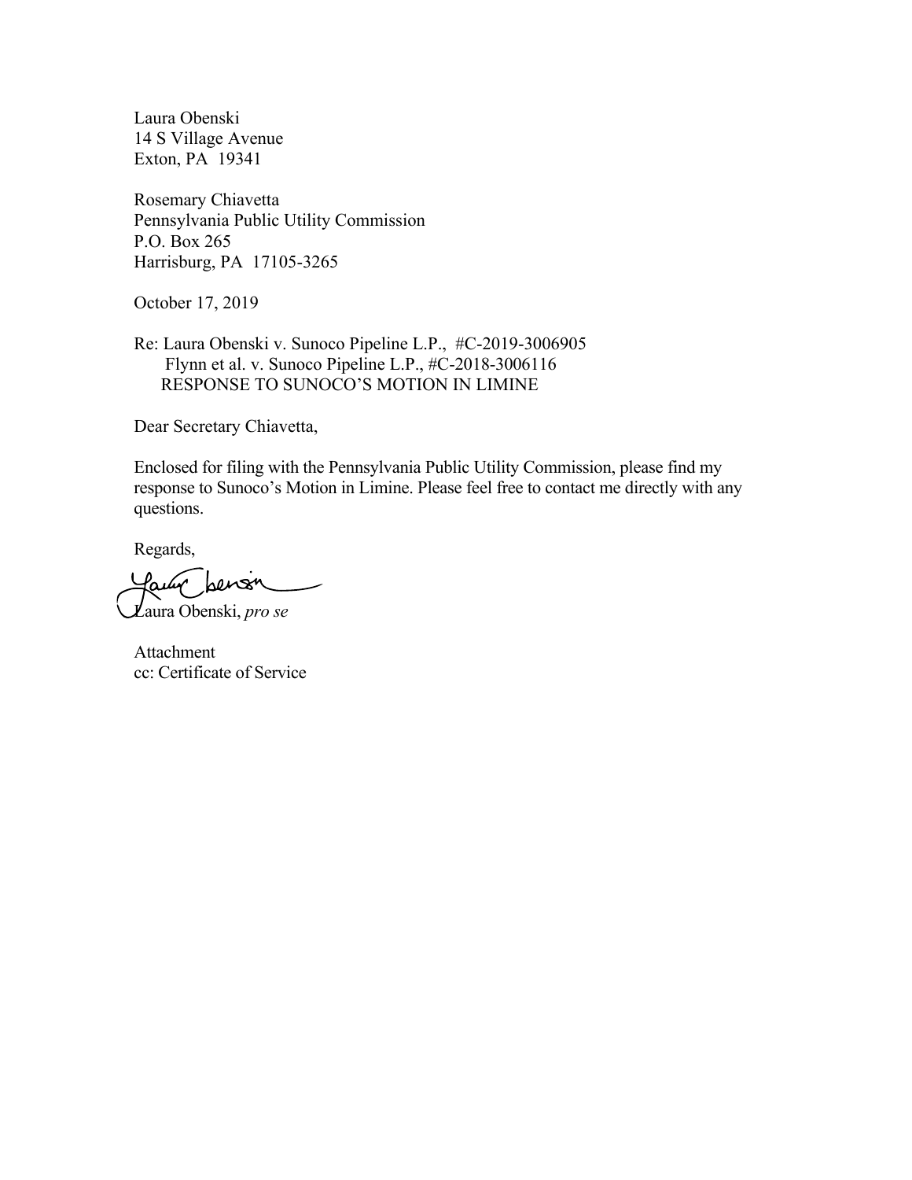Laura Obenski
14 S Village Avenue
Exton, PA 19341

Rosemary Chiavetta
Pennsylvania Public Utility Commission
P.O. Box 265
Harrisburg, PA 17105-3265

October 17, 2019

Re: Laura Obenski v. Sunoco Pipeline L.P., #C-2019-3006905
Flynn et al. v. Sunoco Pipeline L.P., #C-2018-3006116
RESPONSE TO SUNOCO'S MOTION IN LIMINE

Dear Secretary Chiavetta,

Enclosed for filing with the Pennsylvania Public Utility Commission, please find my response to Sunoco's Motion in Limine. Please feel free to contact me directly with any questions.

Regards,

Laura Obenski, *pro se*

Attachment
cc: Certificate of Service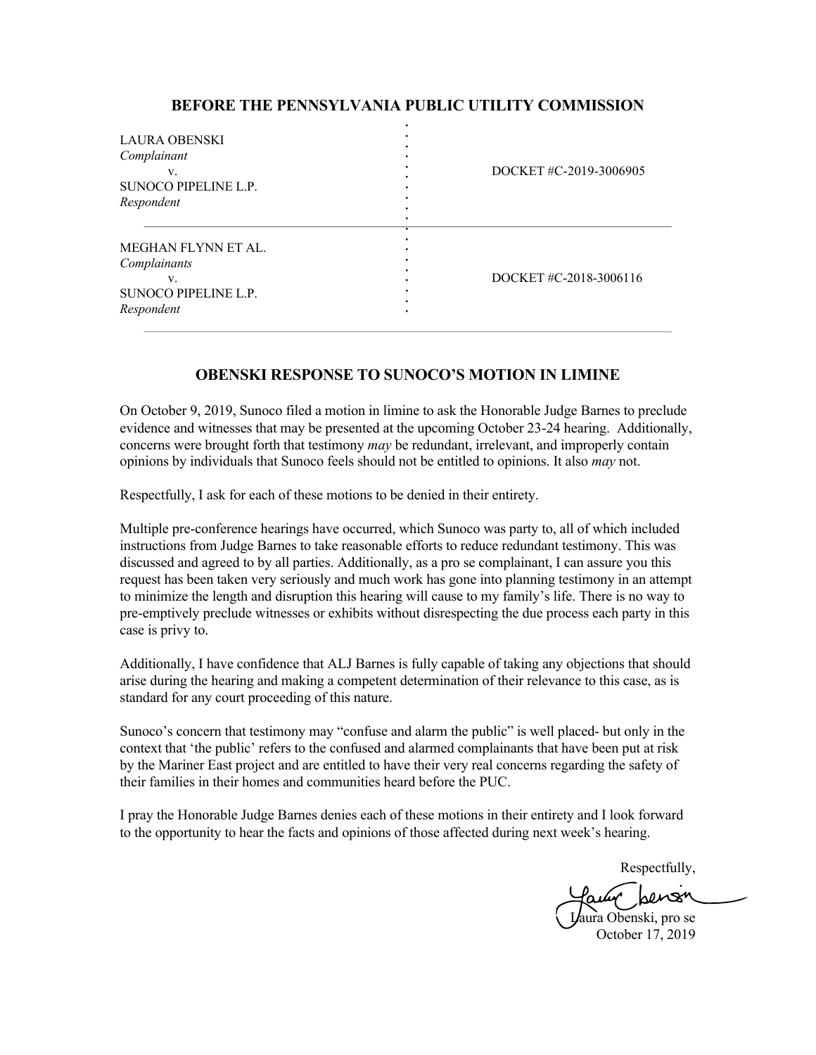## BEFORE THE PENNSYLVANIA PUBLIC UTILITY COMMISSION

| | |
|---|---|
| LAURA OBENSKI<br>*Complainant*<br>v.<br>SUNOCO PIPELINE L.P.<br>*Respondent* | DOCKET #C-2019-3006905 |
| MEGHAN FLYNN ET AL.<br>*Complainants*<br>v.<br>SUNOCO PIPELINE L.P.<br>*Respondent* | DOCKET #C-2018-3006116 |

## OBENSKI RESPONSE TO SUNOCO'S MOTION IN LIMINE

On October 9, 2019, Sunoco filed a motion in limine to ask the Honorable Judge Barnes to preclude evidence and witnesses that may be presented at the upcoming October 23-24 hearing. Additionally, concerns were brought forth that testimony *may* be redundant, irrelevant, and improperly contain opinions by individuals that Sunoco feels should not be entitled to opinions. It also *may* not.

Respectfully, I ask for each of these motions to be denied in their entirety.

Multiple pre-conference hearings have occurred, which Sunoco was party to, all of which included instructions from Judge Barnes to take reasonable efforts to reduce redundant testimony. This was discussed and agreed to by all parties. Additionally, as a pro se complainant, I can assure you this request has been taken very seriously and much work has gone into planning testimony in an attempt to minimize the length and disruption this hearing will cause to my family's life. There is no way to pre-emptively preclude witnesses or exhibits without disrespecting the due process each party in this case is privy to.

Additionally, I have confidence that ALJ Barnes is fully capable of taking any objections that should arise during the hearing and making a competent determination of their relevance to this case, as is standard for any court proceeding of this nature.

Sunoco's concern that testimony may "confuse and alarm the public" is well placed- but only in the context that 'the public' refers to the confused and alarmed complainants that have been put at risk by the Mariner East project and are entitled to have their very real concerns regarding the safety of their families in their homes and communities heard before the PUC.

I pray the Honorable Judge Barnes denies each of these motions in their entirety and I look forward to the opportunity to hear the facts and opinions of those affected during next week's hearing.

Respectfully,

Laura Obenski, pro se
October 17, 2019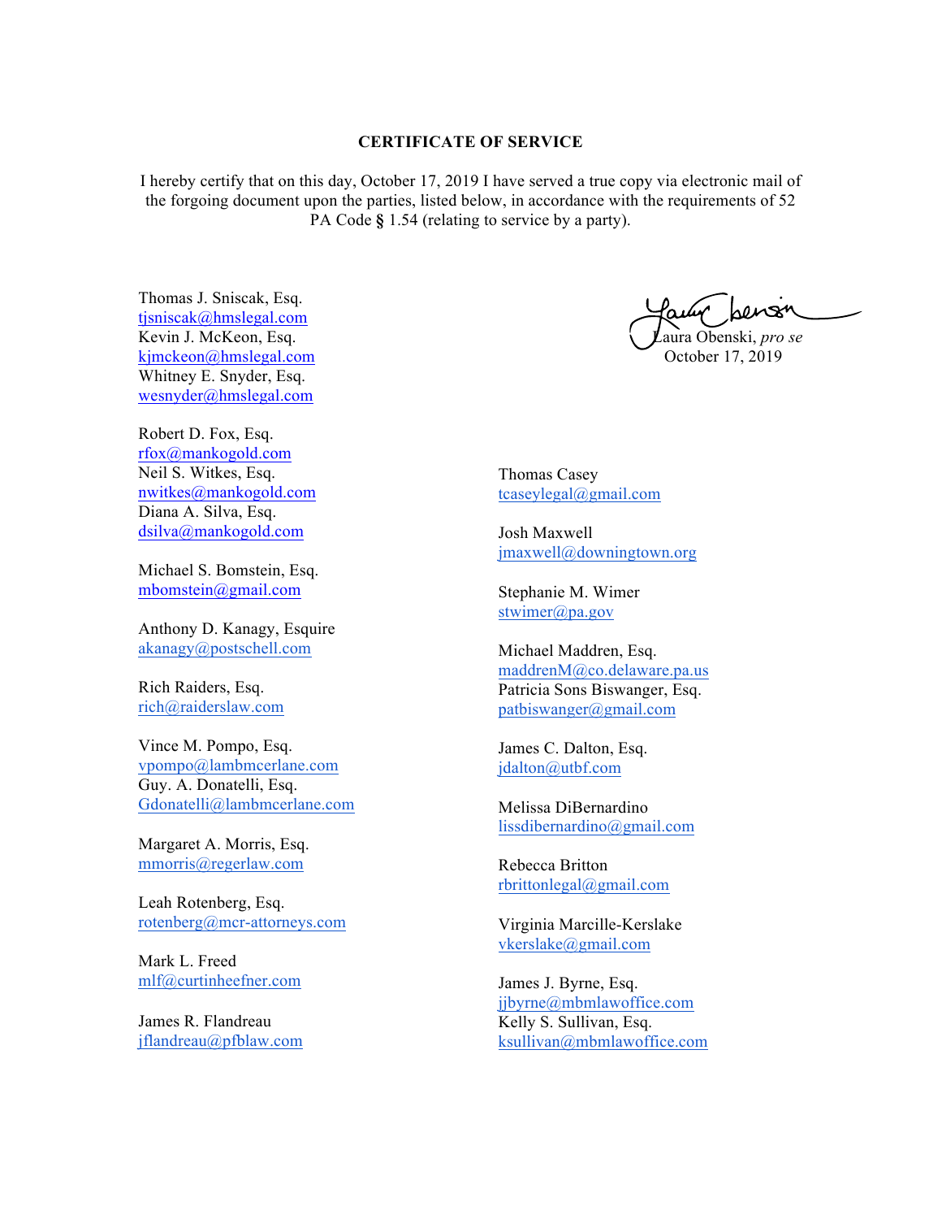**CERTIFICATE OF SERVICE**

I hereby certify that on this day, October 17, 2019 I have served a true copy via electronic mail of the forgoing document upon the parties, listed below, in accordance with the requirements of 52 PA Code **§** 1.54 (relating to service by a party).

Laura Obenski, *pro se*
October 17, 2019

Thomas J. Sniscak, Esq.
tjsniscak@hmslegal.com
Kevin J. McKeon, Esq.
kjmckeon@hmslegal.com
Whitney E. Snyder, Esq.
wesnyder@hmslegal.com

Robert D. Fox, Esq.
rfox@mankogold.com
Neil S. Witkes, Esq.
nwitkes@mankogold.com
Diana A. Silva, Esq.
dsilva@mankogold.com

Michael S. Bomstein, Esq.
mbomstein@gmail.com

Anthony D. Kanagy, Esquire
akanagy@postschell.com

Rich Raiders, Esq.
rich@raiderslaw.com

Vince M. Pompo, Esq.
vpompo@lambmcerlane.com
Guy. A. Donatelli, Esq.
Gdonatelli@lambmcerlane.com

Margaret A. Morris, Esq.
mmorris@regerlaw.com

Leah Rotenberg, Esq.
rotenberg@mcr-attorneys.com

Mark L. Freed
mlf@curtinheefner.com

James R. Flandreau
jflandreau@pfblaw.com

Thomas Casey
tcaseylegal@gmail.com

Josh Maxwell
jmaxwell@downingtown.org

Stephanie M. Wimer
stwimer@pa.gov

Michael Maddren, Esq.
maddrenM@co.delaware.pa.us
Patricia Sons Biswanger, Esq.
patbiswanger@gmail.com

James C. Dalton, Esq.
jdalton@utbf.com

Melissa DiBernardino
lissdibernardino@gmail.com

Rebecca Britton
rbrittonlegal@gmail.com

Virginia Marcille-Kerslake
vkerslake@gmail.com

James J. Byrne, Esq.
jjbyrne@mbmlawoffice.com
Kelly S. Sullivan, Esq.
ksullivan@mbmlawoffice.com